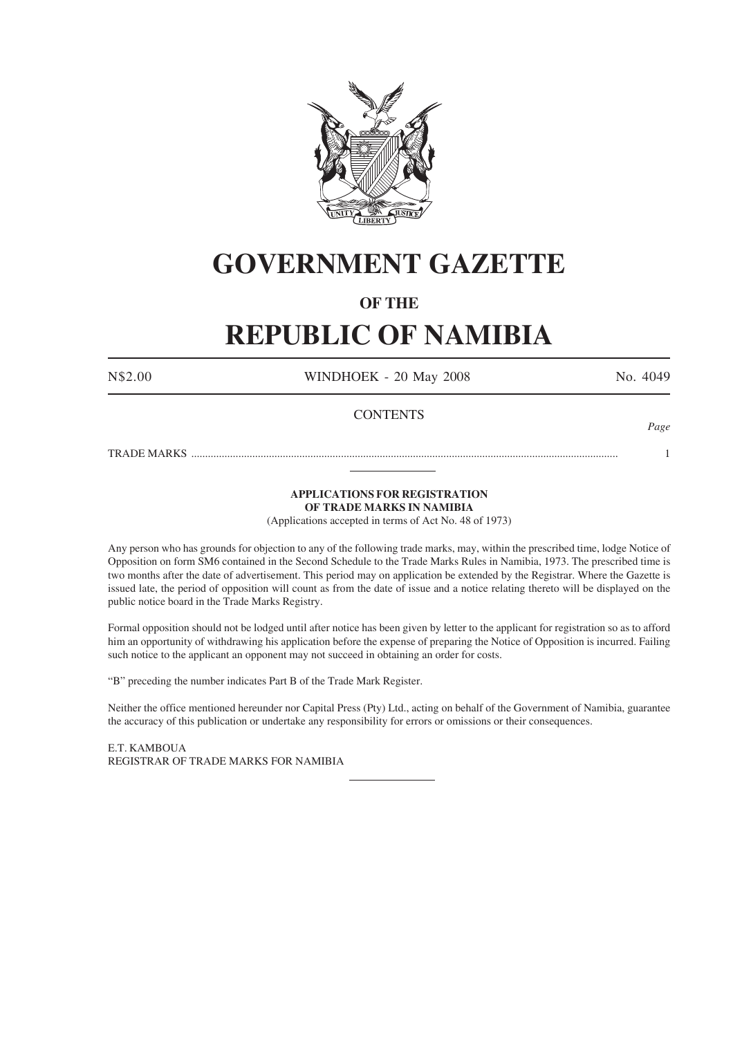# GOVERNMENT GAZETTE

## OF THE

# REPUBLIC OF NAMIBIA

N$2.00 WINDHOEK - 20 May 2008 No. 4049

## CONTENTS

*Page*

TRADE MARKS ........................................................................................................................................................ 1

---

**APPLICATIONS FOR REGISTRATION OF TRADE MARKS IN NAMIBIA**

(Applications accepted in terms of Act No. 48 of 1973)

Any person who has grounds for objection to any of the following trade marks, may, within the prescribed time, lodge Notice of Opposition on form SM6 contained in the Second Schedule to the Trade Marks Rules in Namibia, 1973. The prescribed time is two months after the date of advertisement. This period may on application be extended by the Registrar. Where the Gazette is issued late, the period of opposition will count as from the date of issue and a notice relating thereto will be displayed on the public notice board in the Trade Marks Registry.

Formal opposition should not be lodged until after notice has been given by letter to the applicant for registration so as to afford him an opportunity of withdrawing his application before the expense of preparing the Notice of Opposition is incurred. Failing such notice to the applicant an opponent may not succeed in obtaining an order for costs.

"B" preceding the number indicates Part B of the Trade Mark Register.

Neither the office mentioned hereunder nor Capital Press (Pty) Ltd., acting on behalf of the Government of Namibia, guarantee the accuracy of this publication or undertake any responsibility for errors or omissions or their consequences.

E.T. KAMBOUA
REGISTRAR OF TRADE MARKS FOR NAMIBIA

---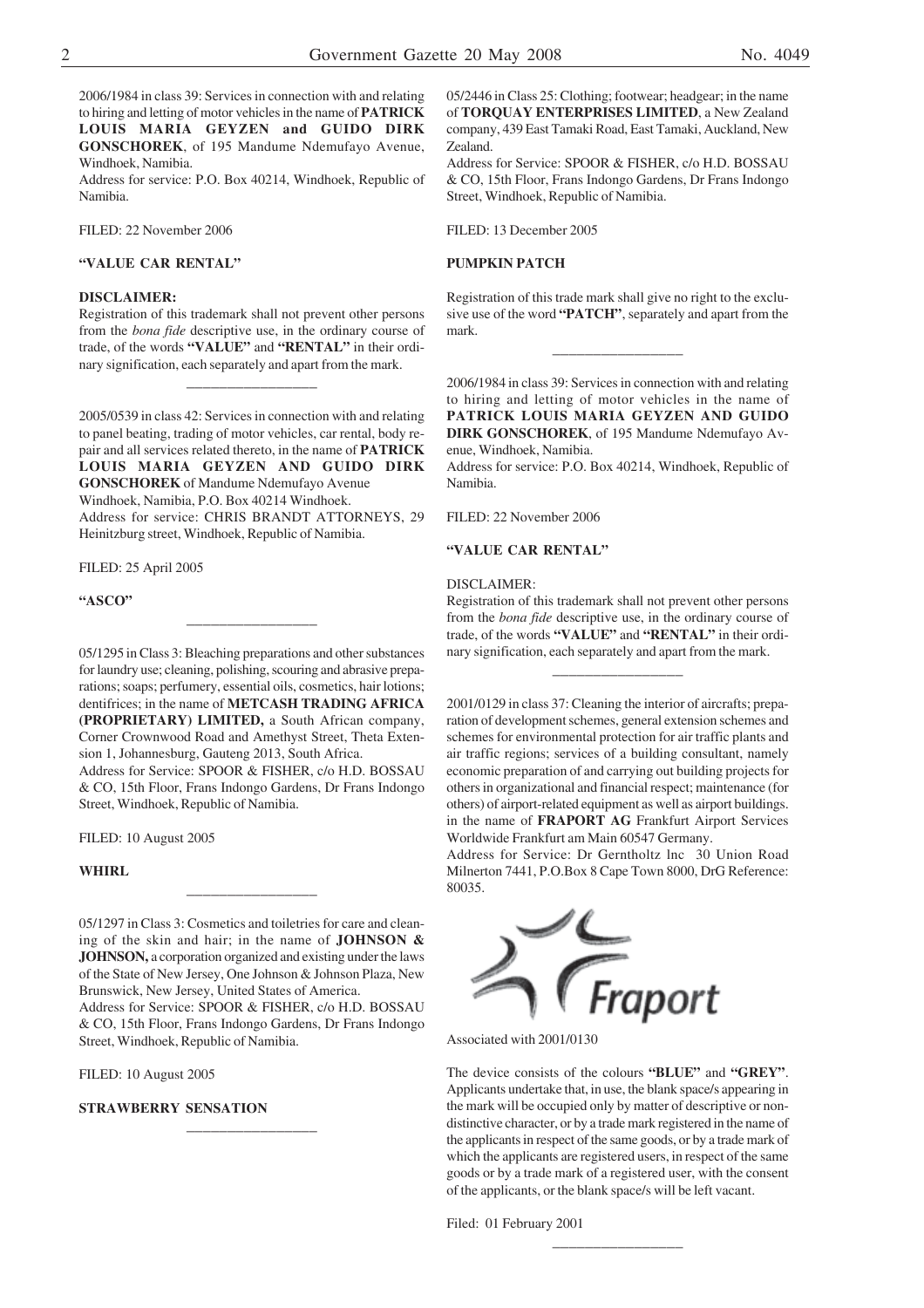2006/1984 in class 39: Services in connection with and relating to hiring and letting of motor vehicles in the name of **PATRICK LOUIS MARIA GEYZEN and GUIDO DIRK GONSCHOREK**, of 195 Mandume Ndemufayo Avenue, Windhoek, Namibia.
Address for service: P.O. Box 40214, Windhoek, Republic of Namibia.

FILED: 22 November 2006

**"VALUE CAR RENTAL"**

**DISCLAIMER:**
Registration of this trademark shall not prevent other persons from the *bona fide* descriptive use, in the ordinary course of trade, of the words **"VALUE"** and **"RENTAL"** in their ordinary signification, each separately and apart from the mark.

---

2005/0539 in class 42: Services in connection with and relating to panel beating, trading of motor vehicles, car rental, body repair and all services related thereto, in the name of **PATRICK LOUIS MARIA GEYZEN AND GUIDO DIRK GONSCHOREK** of Mandume Ndemufayo Avenue Windhoek, Namibia, P.O. Box 40214 Windhoek.
Address for service: CHRIS BRANDT ATTORNEYS, 29 Heinitzburg street, Windhoek, Republic of Namibia.

FILED: 25 April 2005

**"ASCO"**

---

05/1295 in Class 3: Bleaching preparations and other substances for laundry use; cleaning, polishing, scouring and abrasive preparations; soaps; perfumery, essential oils, cosmetics, hair lotions; dentifrices; in the name of **METCASH TRADING AFRICA (PROPRIETARY) LIMITED,** a South African company, Corner Crownwood Road and Amethyst Street, Theta Extension 1, Johannesburg, Gauteng 2013, South Africa.
Address for Service: SPOOR & FISHER, c/o H.D. BOSSAU & CO, 15th Floor, Frans Indongo Gardens, Dr Frans Indongo Street, Windhoek, Republic of Namibia.

FILED: 10 August 2005

**WHIRL**

---

05/1297 in Class 3: Cosmetics and toiletries for care and cleaning of the skin and hair; in the name of **JOHNSON & JOHNSON,** a corporation organized and existing under the laws of the State of New Jersey, One Johnson & Johnson Plaza, New Brunswick, New Jersey, United States of America.
Address for Service: SPOOR & FISHER, c/o H.D. BOSSAU & CO, 15th Floor, Frans Indongo Gardens, Dr Frans Indongo Street, Windhoek, Republic of Namibia.

FILED: 10 August 2005

**STRAWBERRY SENSATION**

---

05/2446 in Class 25: Clothing; footwear; headgear; in the name of **TORQUAY ENTERPRISES LIMITED**, a New Zealand company, 439 East Tamaki Road, East Tamaki, Auckland, New Zealand.
Address for Service: SPOOR & FISHER, c/o H.D. BOSSAU & CO, 15th Floor, Frans Indongo Gardens, Dr Frans Indongo Street, Windhoek, Republic of Namibia.

FILED: 13 December 2005

**PUMPKIN PATCH**

Registration of this trade mark shall give no right to the exclusive use of the word **"PATCH"**, separately and apart from the mark.

---

2006/1984 in class 39: Services in connection with and relating to hiring and letting of motor vehicles in the name of **PATRICK LOUIS MARIA GEYZEN AND GUIDO DIRK GONSCHOREK**, of 195 Mandume Ndemufayo Avenue, Windhoek, Namibia.
Address for service: P.O. Box 40214, Windhoek, Republic of Namibia.

FILED: 22 November 2006

**"VALUE CAR RENTAL"**

DISCLAIMER:
Registration of this trademark shall not prevent other persons from the *bona fide* descriptive use, in the ordinary course of trade, of the words **"VALUE"** and **"RENTAL"** in their ordinary signification, each separately and apart from the mark.

---

2001/0129 in class 37: Cleaning the interior of aircrafts; preparation of development schemes, general extension schemes and schemes for environmental protection for air traffic plants and air traffic regions; services of a building consultant, namely economic preparation of and carrying out building projects for others in organizational and financial respect; maintenance (for others) of airport-related equipment as well as airport buildings. in the name of **FRAPORT AG** Frankfurt Airport Services Worldwide Frankfurt am Main 60547 Germany.
Address for Service: Dr Gerntholtz lnc 30 Union Road Milnerton 7441, P.O.Box 8 Cape Town 8000, DrG Reference: 80035.

Fraport

Associated with 2001/0130

The device consists of the colours **"BLUE"** and **"GREY"**. Applicants undertake that, in use, the blank space/s appearing in the mark will be occupied only by matter of descriptive or non-distinctive character, or by a trade mark registered in the name of the applicants in respect of the same goods, or by a trade mark of which the applicants are registered users, in respect of the same goods or by a trade mark of a registered user, with the consent of the applicants, or the blank space/s will be left vacant.

Filed: 01 February 2001

---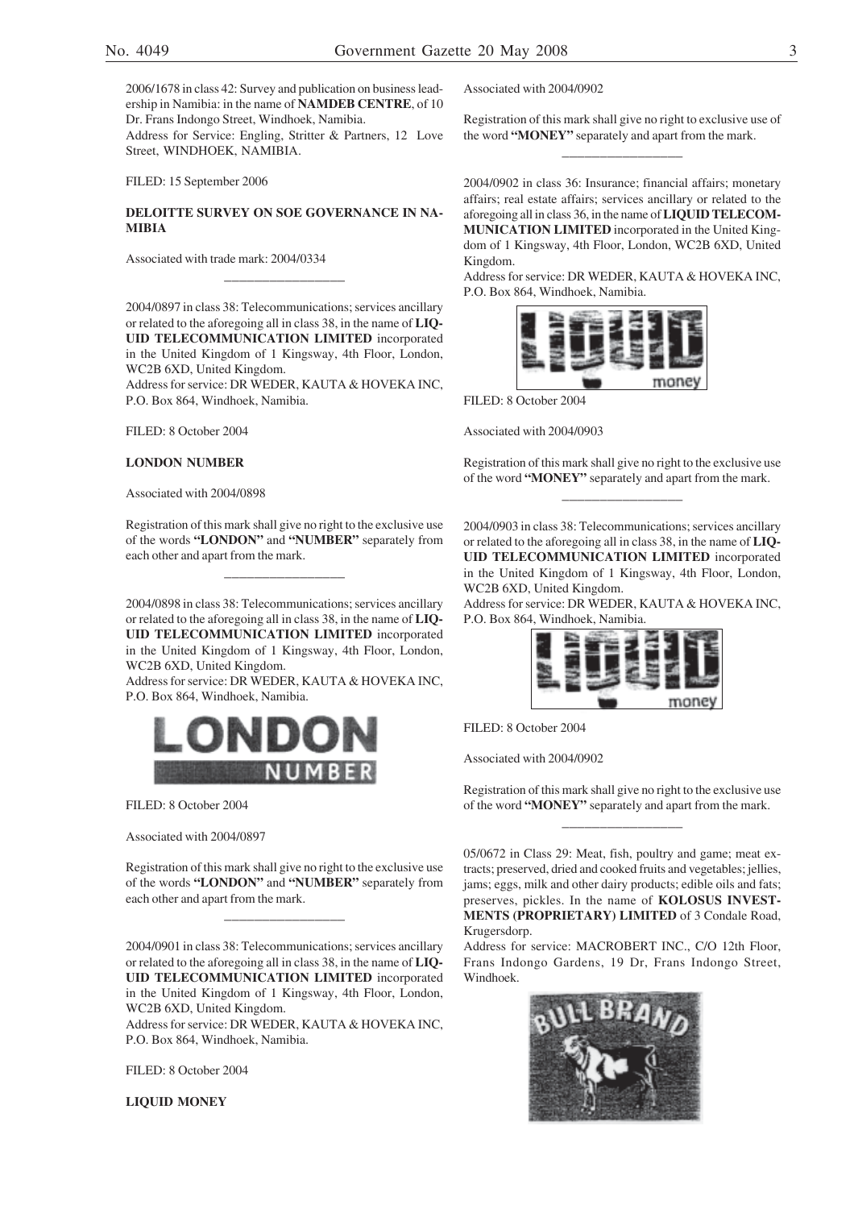2006/1678 in class 42: Survey and publication on business leadership in Namibia: in the name of **NAMDEB CENTRE**, of 10 Dr. Frans Indongo Street, Windhoek, Namibia.
Address for Service: Engling, Stritter & Partners, 12 Love Street, WINDHOEK, NAMIBIA.

FILED: 15 September 2006

**DELOITTE SURVEY ON SOE GOVERNANCE IN NAMIBIA**

Associated with trade mark: 2004/0334

---

2004/0897 in class 38: Telecommunications; services ancillary or related to the aforegoing all in class 38, in the name of **LIQUID TELECOMMUNICATION LIMITED** incorporated in the United Kingdom of 1 Kingsway, 4th Floor, London, WC2B 6XD, United Kingdom.
Address for service: DR WEDER, KAUTA & HOVEKA INC, P.O. Box 864, Windhoek, Namibia.

FILED: 8 October 2004

**LONDON NUMBER**

Associated with 2004/0898

Registration of this mark shall give no right to the exclusive use of the words **"LONDON"** and **"NUMBER"** separately from each other and apart from the mark.

---

2004/0898 in class 38: Telecommunications; services ancillary or related to the aforegoing all in class 38, in the name of **LIQUID TELECOMMUNICATION LIMITED** incorporated in the United Kingdom of 1 Kingsway, 4th Floor, London, WC2B 6XD, United Kingdom.
Address for service: DR WEDER, KAUTA & HOVEKA INC, P.O. Box 864, Windhoek, Namibia.

FILED: 8 October 2004

Associated with 2004/0897

Registration of this mark shall give no right to the exclusive use of the words **"LONDON"** and **"NUMBER"** separately from each other and apart from the mark.

---

2004/0901 in class 38: Telecommunications; services ancillary or related to the aforegoing all in class 38, in the name of **LIQUID TELECOMMUNICATION LIMITED** incorporated in the United Kingdom of 1 Kingsway, 4th Floor, London, WC2B 6XD, United Kingdom.
Address for service: DR WEDER, KAUTA & HOVEKA INC, P.O. Box 864, Windhoek, Namibia.

FILED: 8 October 2004

**LIQUID MONEY**

Associated with 2004/0902

Registration of this mark shall give no right to exclusive use of the word **"MONEY"** separately and apart from the mark.

---

2004/0902 in class 36: Insurance; financial affairs; monetary affairs; real estate affairs; services ancillary or related to the aforegoing all in class 36, in the name of **LIQUID TELECOMMUNICATION LIMITED** incorporated in the United Kingdom of 1 Kingsway, 4th Floor, London, WC2B 6XD, United Kingdom.
Address for service: DR WEDER, KAUTA & HOVEKA INC, P.O. Box 864, Windhoek, Namibia.

FILED: 8 October 2004

Associated with 2004/0903

Registration of this mark shall give no right to the exclusive use of the word **"MONEY"** separately and apart from the mark.

---

2004/0903 in class 38: Telecommunications; services ancillary or related to the aforegoing all in class 38, in the name of **LIQUID TELECOMMUNICATION LIMITED** incorporated in the United Kingdom of 1 Kingsway, 4th Floor, London, WC2B 6XD, United Kingdom.
Address for service: DR WEDER, KAUTA & HOVEKA INC, P.O. Box 864, Windhoek, Namibia.

FILED: 8 October 2004

Associated with 2004/0902

Registration of this mark shall give no right to the exclusive use of the word **"MONEY"** separately and apart from the mark.

---

05/0672 in Class 29: Meat, fish, poultry and game; meat extracts; preserved, dried and cooked fruits and vegetables; jellies, jams; eggs, milk and other dairy products; edible oils and fats; preserves, pickles. In the name of **KOLOSUS INVESTMENTS (PROPRIETARY) LIMITED** of 3 Condale Road, Krugersdorp.
Address for service: MACROBERT INC., C/O 12th Floor, Frans Indongo Gardens, 19 Dr, Frans Indongo Street, Windhoek.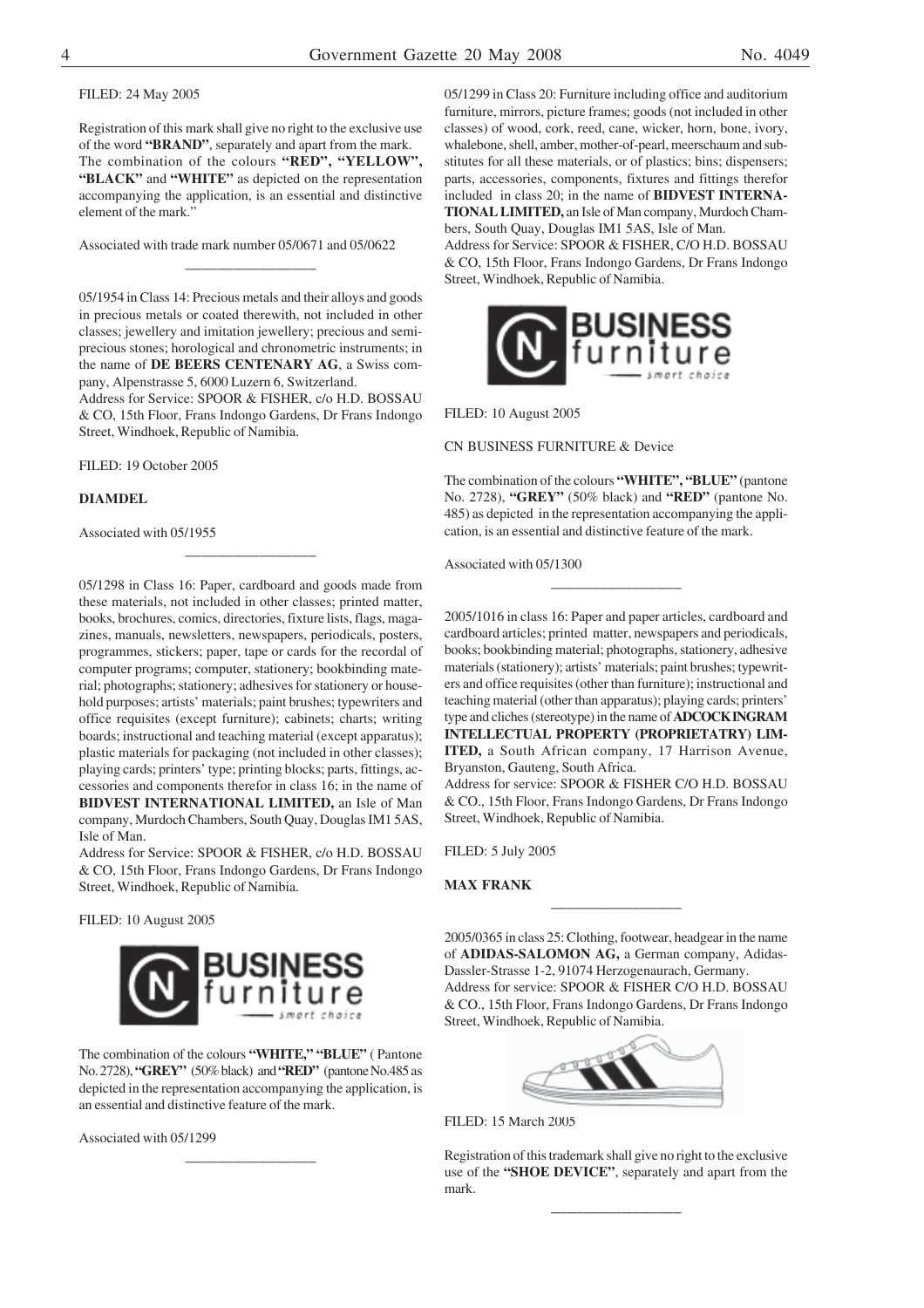FILED: 24 May 2005

Registration of this mark shall give no right to the exclusive use of the word **"BRAND"**, separately and apart from the mark. The combination of the colours **"RED", "YELLOW", "BLACK"** and **"WHITE"** as depicted on the representation accompanying the application, is an essential and distinctive element of the mark."

Associated with trade mark number 05/0671 and 05/0622

---

05/1954 in Class 14: Precious metals and their alloys and goods in precious metals or coated therewith, not included in other classes; jewellery and imitation jewellery; precious and semi-precious stones; horological and chronometric instruments; in the name of **DE BEERS CENTENARY AG**, a Swiss company, Alpenstrasse 5, 6000 Luzern 6, Switzerland.
Address for Service: SPOOR & FISHER, c/o H.D. BOSSAU & CO, 15th Floor, Frans Indongo Gardens, Dr Frans Indongo Street, Windhoek, Republic of Namibia.

FILED: 19 October 2005

**DIAMDEL**

Associated with 05/1955

---

05/1298 in Class 16: Paper, cardboard and goods made from these materials, not included in other classes; printed matter, books, brochures, comics, directories, fixture lists, flags, magazines, manuals, newsletters, newspapers, periodicals, posters, programmes, stickers; paper, tape or cards for the recordal of computer programs; computer, stationery; bookbinding material; photographs; stationery; adhesives for stationery or household purposes; artists' materials; paint brushes; typewriters and office requisites (except furniture); cabinets; charts; writing boards; instructional and teaching material (except apparatus); plastic materials for packaging (not included in other classes); playing cards; printers' type; printing blocks; parts, fittings, accessories and components therefor in class 16; in the name of **BIDVEST INTERNATIONAL LIMITED,** an Isle of Man company, Murdoch Chambers, South Quay, Douglas IM1 5AS, Isle of Man.
Address for Service: SPOOR & FISHER, c/o H.D. BOSSAU & CO, 15th Floor, Frans Indongo Gardens, Dr Frans Indongo Street, Windhoek, Republic of Namibia.

FILED: 10 August 2005

The combination of the colours **"WHITE," "BLUE"** ( Pantone No. 2728), **"GREY"** (50% black) and **"RED"** (pantone No.485 as depicted in the representation accompanying the application, is an essential and distinctive feature of the mark.

Associated with 05/1299

---

05/1299 in Class 20: Furniture including office and auditorium furniture, mirrors, picture frames; goods (not included in other classes) of wood, cork, reed, cane, wicker, horn, bone, ivory, whalebone, shell, amber, mother-of-pearl, meerschaum and substitutes for all these materials, or of plastics; bins; dispensers; parts, accessories, components, fixtures and fittings therefor included in class 20; in the name of **BIDVEST INTERNATIONAL LIMITED,** an Isle of Man company, Murdoch Chambers, South Quay, Douglas IM1 5AS, Isle of Man.
Address for Service: SPOOR & FISHER, C/O H.D. BOSSAU & CO, 15th Floor, Frans Indongo Gardens, Dr Frans Indongo Street, Windhoek, Republic of Namibia.

FILED: 10 August 2005

CN BUSINESS FURNITURE & Device

The combination of the colours **"WHITE", "BLUE"** (pantone No. 2728), **"GREY"** (50% black) and **"RED"** (pantone No. 485) as depicted in the representation accompanying the application, is an essential and distinctive feature of the mark.

Associated with 05/1300

---

2005/1016 in class 16: Paper and paper articles, cardboard and cardboard articles; printed matter, newspapers and periodicals, books; bookbinding material; photographs, stationery, adhesive materials (stationery); artists' materials; paint brushes; typewriters and office requisites (other than furniture); instructional and teaching material (other than apparatus); playing cards; printers' type and cliches (stereotype) in the name of **ADCOCK INGRAM INTELLECTUAL PROPERTY (PROPRIETATRY) LIMITED,** a South African company, 17 Harrison Avenue, Bryanston, Gauteng, South Africa.
Address for service: SPOOR & FISHER C/O H.D. BOSSAU & CO., 15th Floor, Frans Indongo Gardens, Dr Frans Indongo Street, Windhoek, Republic of Namibia.

FILED: 5 July 2005

**MAX FRANK**

---

2005/0365 in class 25: Clothing, footwear, headgear in the name of **ADIDAS-SALOMON AG,** a German company, Adidas-Dassler-Strasse 1-2, 91074 Herzogenaurach, Germany.
Address for service: SPOOR & FISHER C/O H.D. BOSSAU & CO., 15th Floor, Frans Indongo Gardens, Dr Frans Indongo Street, Windhoek, Republic of Namibia.

FILED: 15 March 2005

Registration of this trademark shall give no right to the exclusive use of the **"SHOE DEVICE"**, separately and apart from the mark.

---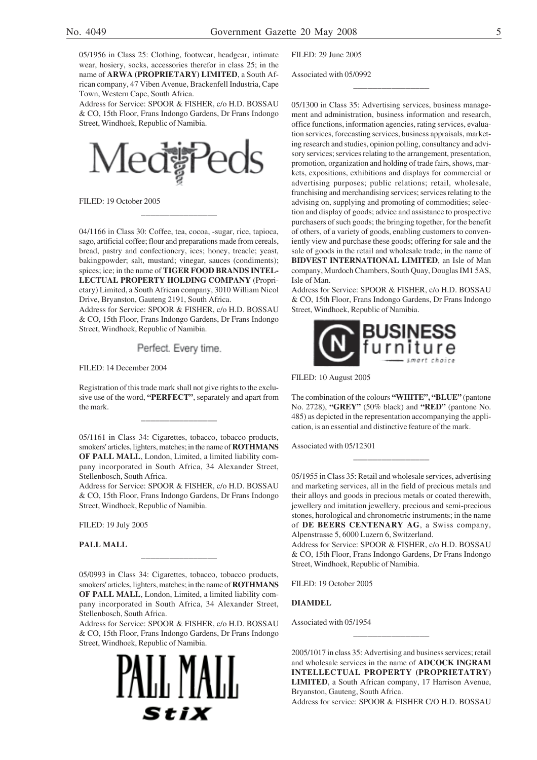05/1956 in Class 25: Clothing, footwear, headgear, intimate wear, hosiery, socks, accessories therefor in class 25; in the name of **ARWA (PROPRIETARY) LIMITED**, a South African company, 47 Viben Avenue, Brackenfell Industria, Cape Town, Western Cape, South Africa.
Address for Service: SPOOR & FISHER, c/o H.D. BOSSAU & CO, 15th Floor, Frans Indongo Gardens, Dr Frans Indongo Street, Windhoek, Republic of Namibia.

MedPeds

FILED: 19 October 2005

---

04/1166 in Class 30: Coffee, tea, cocoa, -sugar, rice, tapioca, sago, artificial coffee; flour and preparations made from cereals, bread, pastry and confectionery, ices; honey, treacle; yeast, bakingpowder; salt, mustard; vinegar, sauces (condiments); spices; ice; in the name of **TIGER FOOD BRANDS INTELLECTUAL PROPERTY HOLDING COMPANY** (Proprietary) Limited, a South African company, 3010 William Nicol Drive, Bryanston, Gauteng 2191, South Africa.
Address for Service: SPOOR & FISHER, c/o H.D. BOSSAU & CO, 15th Floor, Frans Indongo Gardens, Dr Frans Indongo Street, Windhoek, Republic of Namibia.

Perfect. Every time.

FILED: 14 December 2004

Registration of this trade mark shall not give rights to the exclusive use of the word, **"PERFECT"**, separately and apart from the mark.

---

05/1161 in Class 34: Cigarettes, tobacco, tobacco products, smokers' articles, lighters, matches; in the name of **ROTHMANS OF PALL MALL**, London, Limited, a limited liability company incorporated in South Africa, 34 Alexander Street, Stellenbosch, South Africa.
Address for Service: SPOOR & FISHER, c/o H.D. BOSSAU & CO, 15th Floor, Frans Indongo Gardens, Dr Frans Indongo Street, Windhoek, Republic of Namibia.

FILED: 19 July 2005

**PALL MALL**

---

05/0993 in Class 34: Cigarettes, tobacco, tobacco products, smokers' articles, lighters, matches; in the name of **ROTHMANS OF PALL MALL**, London, Limited, a limited liability company incorporated in South Africa, 34 Alexander Street, Stellenbosch, South Africa.
Address for Service: SPOOR & FISHER, c/o H.D. BOSSAU & CO, 15th Floor, Frans Indongo Gardens, Dr Frans Indongo Street, Windhoek, Republic of Namibia.

PALL MALL
StiX

FILED: 29 June 2005

Associated with 05/0992

---

05/1300 in Class 35: Advertising services, business management and administration, business information and research, office functions, information agencies, rating services, evaluation services, forecasting services, business appraisals, marketing research and studies, opinion polling, consultancy and advisory services; services relating to the arrangement, presentation, promotion, organization and holding of trade fairs, shows, markets, expositions, exhibitions and displays for commercial or advertising purposes; public relations; retail, wholesale, franchising and merchandising services; services relating to the advising on, supplying and promoting of commodities; selection and display of goods; advice and assistance to prospective purchasers of such goods; the bringing together, for the benefit of others, of a variety of goods, enabling customers to conveniently view and purchase these goods; offering for sale and the sale of goods in the retail and wholesale trade; in the name of **BIDVEST INTERNATIONAL LIMITED**, an Isle of Man company, Murdoch Chambers, South Quay, Douglas IM1 5AS, Isle of Man.
Address for Service: SPOOR & FISHER, c/o H.D. BOSSAU & CO, 15th Floor, Frans Indongo Gardens, Dr Frans Indongo Street, Windhoek, Republic of Namibia.

N BUSINESS furniture smart choice

FILED: 10 August 2005

The combination of the colours **"WHITE", "BLUE"** (pantone No. 2728), **"GREY"** (50% black) and **"RED"** (pantone No. 485) as depicted in the representation accompanying the application, is an essential and distinctive feature of the mark.

Associated with 05/12301

---

05/1955 in Class 35: Retail and wholesale services, advertising and marketing services, all in the field of precious metals and their alloys and goods in precious metals or coated therewith, jewellery and imitation jewellery, precious and semi-precious stones, horological and chronometric instruments; in the name of **DE BEERS CENTENARY AG**, a Swiss company, Alpenstrasse 5, 6000 Luzern 6, Switzerland.
Address for Service: SPOOR & FISHER, c/o H.D. BOSSAU & CO, 15th Floor, Frans Indongo Gardens, Dr Frans Indongo Street, Windhoek, Republic of Namibia.

FILED: 19 October 2005

**DIAMDEL**

Associated with 05/1954

---

2005/1017 in class 35: Advertising and business services; retail and wholesale services in the name of **ADCOCK INGRAM INTELLECTUAL PROPERTY (PROPRIETATRY) LIMITED**, a South African company, 17 Harrison Avenue, Bryanston, Gauteng, South Africa.
Address for service: SPOOR & FISHER C/O H.D. BOSSAU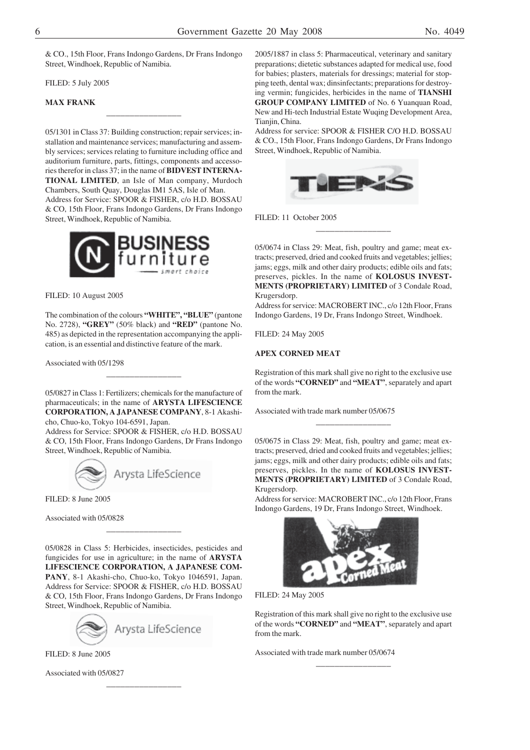& CO., 15th Floor, Frans Indongo Gardens, Dr Frans Indongo Street, Windhoek, Republic of Namibia.

FILED: 5 July 2005

**MAX FRANK**

---

05/1301 in Class 37: Building construction; repair services; installation and maintenance services; manufacturing and assembly services; services relating to furniture including office and auditorium furniture, parts, fittings, components and accessories therefor in class 37; in the name of **BIDVEST INTERNATIONAL LIMITED**, an Isle of Man company, Murdoch Chambers, South Quay, Douglas IM1 5AS, Isle of Man.
Address for Service: SPOOR & FISHER, c/o H.D. BOSSAU & CO, 15th Floor, Frans Indongo Gardens, Dr Frans Indongo Street, Windhoek, Republic of Namibia.

FILED: 10 August 2005

The combination of the colours **"WHITE", "BLUE"** (pantone No. 2728), **"GREY"** (50% black) and **"RED"** (pantone No. 485) as depicted in the representation accompanying the application, is an essential and distinctive feature of the mark.

Associated with 05/1298

---

05/0827 in Class 1: Fertilizers; chemicals for the manufacture of pharmaceuticals; in the name of **ARYSTA LIFESCIENCE CORPORATION, A JAPANESE COMPANY**, 8-1 Akashi-cho, Chuo-ko, Tokyo 104-6591, Japan.
Address for Service: SPOOR & FISHER, c/o H.D. BOSSAU & CO, 15th Floor, Frans Indongo Gardens, Dr Frans Indongo Street, Windhoek, Republic of Namibia.

FILED: 8 June 2005

Associated with 05/0828

---

05/0828 in Class 5: Herbicides, insecticides, pesticides and fungicides for use in agriculture; in the name of **ARYSTA LIFESCIENCE CORPORATION, A JAPANESE COMPANY**, 8-1 Akashi-cho, Chuo-ko, Tokyo 1046591, Japan.
Address for Service: SPOOR & FISHER, c/o H.D. BOSSAU & CO, 15th Floor, Frans Indongo Gardens, Dr Frans Indongo Street, Windhoek, Republic of Namibia.

FILED: 8 June 2005

Associated with 05/0827

---

2005/1887 in class 5: Pharmaceutical, veterinary and sanitary preparations; dietetic substances adapted for medical use, food for babies; plasters, materials for dressings; material for stopping teeth, dental wax; dinsinfectants; preparations for destroying vermin; fungicides, herbicides in the name of **TIANSHI GROUP COMPANY LIMITED** of No. 6 Yuanquan Road, New and Hi-tech Industrial Estate Wuqing Development Area, Tianjin, China.
Address for service: SPOOR & FISHER C/O H.D. BOSSAU & CO., 15th Floor, Frans Indongo Gardens, Dr Frans Indongo Street, Windhoek, Republic of Namibia.

FILED: 11 October 2005

---

05/0674 in Class 29: Meat, fish, poultry and game; meat extracts; preserved, dried and cooked fruits and vegetables; jellies; jams; eggs, milk and other dairy products; edible oils and fats; preserves, pickles. In the name of **KOLOSUS INVESTMENTS (PROPRIETARY) LIMITED** of 3 Condale Road, Krugersdorp.
Address for service: MACROBERT INC., c/o 12th Floor, Frans Indongo Gardens, 19 Dr, Frans Indongo Street, Windhoek.

FILED: 24 May 2005

**APEX CORNED MEAT**

Registration of this mark shall give no right to the exclusive use of the words **"CORNED"** and **"MEAT"**, separately and apart from the mark.

Associated with trade mark number 05/0675

---

05/0675 in Class 29: Meat, fish, poultry and game; meat extracts; preserved, dried and cooked fruits and vegetables; jellies; jams; eggs, milk and other dairy products; edible oils and fats; preserves, pickles. In the name of **KOLOSUS INVESTMENTS (PROPRIETARY) LIMITED** of 3 Condale Road, Krugersdorp.
Address for service: MACROBERT INC., c/o 12th Floor, Frans Indongo Gardens, 19 Dr, Frans Indongo Street, Windhoek.

FILED: 24 May 2005

Registration of this mark shall give no right to the exclusive use of the words **"CORNED"** and **"MEAT"**, separately and apart from the mark.

Associated with trade mark number 05/0674

---